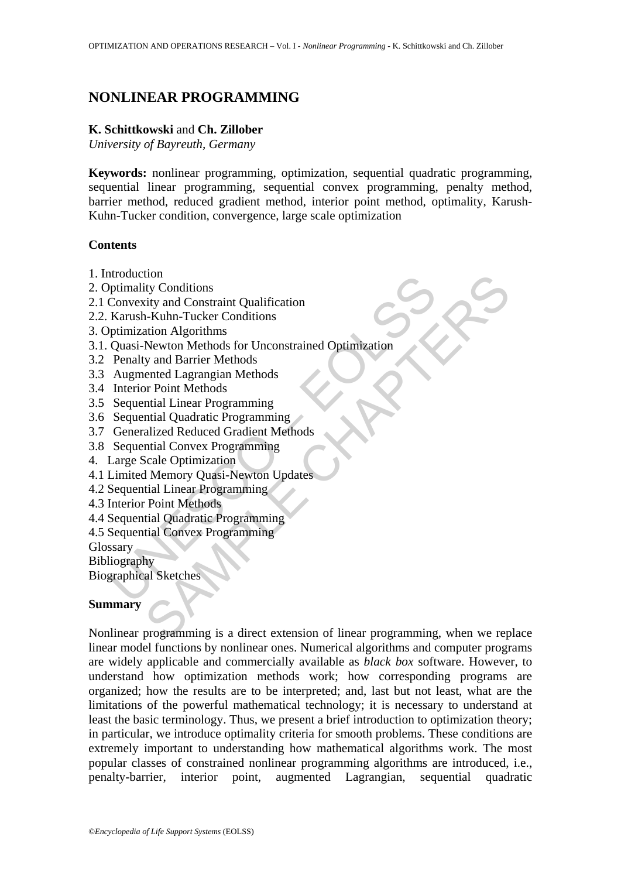# NONLINEAR PROGRAMMING

**K. Schittkowski** and **Ch. Zillober**

*University of Bayreuth, Germany*

**Keywords:** nonlinear programming, optimization, sequential quadratic programming, sequential linear programming, sequential convex programming, penalty method, barrier method, reduced gradient method, interior point method, optimality, Karush-Kuhn-Tucker condition, convergence, large scale optimization

## Contents

1. Introduction
2. Optimality Conditions
2.1 Convexity and Constraint Qualification
2.2. Karush-Kuhn-Tucker Conditions
3. Optimization Algorithms
3.1. Quasi-Newton Methods for Unconstrained Optimization
3.2 Penalty and Barrier Methods
3.3 Augmented Lagrangian Methods
3.4 Interior Point Methods
3.5 Sequential Linear Programming
3.6 Sequential Quadratic Programming
3.7 Generalized Reduced Gradient Methods
3.8 Sequential Convex Programming
4. Large Scale Optimization
4.1 Limited Memory Quasi-Newton Updates
4.2 Sequential Linear Programming
4.3 Interior Point Methods
4.4 Sequential Quadratic Programming
4.5 Sequential Convex Programming
Glossary
Bibliography
Biographical Sketches

## Summary

Nonlinear programming is a direct extension of linear programming, when we replace linear model functions by nonlinear ones. Numerical algorithms and computer programs are widely applicable and commercially available as *black box* software. However, to understand how optimization methods work; how corresponding programs are organized; how the results are to be interpreted; and, last but not least, what are the limitations of the powerful mathematical technology; it is necessary to understand at least the basic terminology. Thus, we present a brief introduction to optimization theory; in particular, we introduce optimality criteria for smooth problems. These conditions are extremely important to understanding how mathematical algorithms work. The most popular classes of constrained nonlinear programming algorithms are introduced, i.e., penalty-barrier, interior point, augmented Lagrangian, sequential quadratic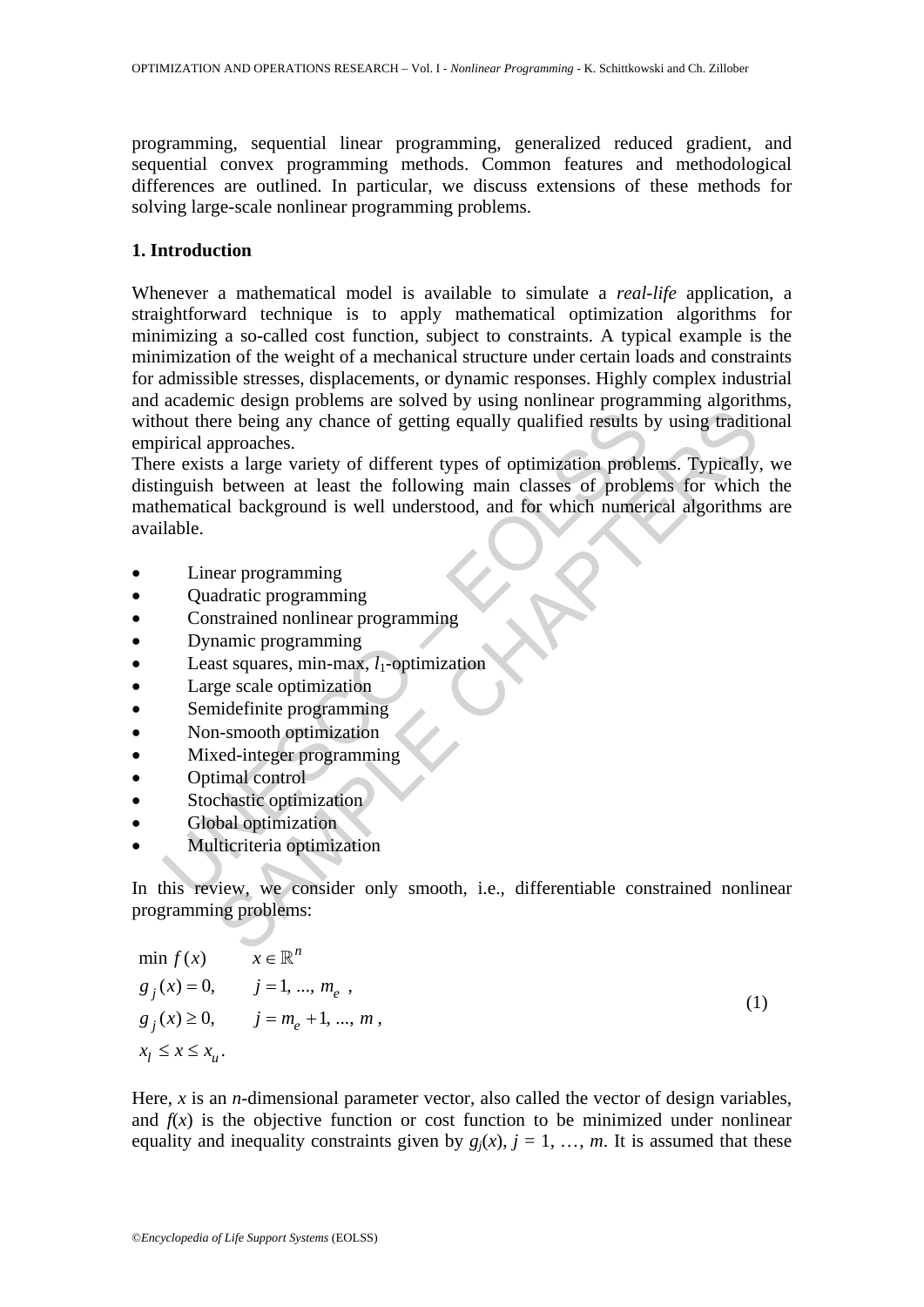programming, sequential linear programming, generalized reduced gradient, and sequential convex programming methods. Common features and methodological differences are outlined. In particular, we discuss extensions of these methods for solving large-scale nonlinear programming problems.

## 1. Introduction

Whenever a mathematical model is available to simulate a *real-life* application, a straightforward technique is to apply mathematical optimization algorithms for minimizing a so-called cost function, subject to constraints. A typical example is the minimization of the weight of a mechanical structure under certain loads and constraints for admissible stresses, displacements, or dynamic responses. Highly complex industrial and academic design problems are solved by using nonlinear programming algorithms, without there being any chance of getting equally qualified results by using traditional empirical approaches.

There exists a large variety of different types of optimization problems. Typically, we distinguish between at least the following main classes of problems for which the mathematical background is well understood, and for which numerical algorithms are available.

- Linear programming
- Quadratic programming
- Constrained nonlinear programming
- Dynamic programming
- Least squares, min-max, $l_1$-optimization
- Large scale optimization
- Semidefinite programming
- Non-smooth optimization
- Mixed-integer programming
- Optimal control
- Stochastic optimization
- Global optimization
- Multicriteria optimization

In this review, we consider only smooth, i.e., differentiable constrained nonlinear programming problems:

$$
\begin{aligned}
&\min f(x) && x \in \mathbb{R}^n \\
&g_j(x) = 0, && j = 1, ..., m_e\ , \\
&g_j(x) \geq 0, && j = m_e + 1, ..., m\ , \\
&x_l \leq x \leq x_u\ .
\end{aligned}
\tag{1}
$$

Here, $x$ is an $n$-dimensional parameter vector, also called the vector of design variables, and $f(x)$ is the objective function or cost function to be minimized under nonlinear equality and inequality constraints given by $g_j(x)$, $j = 1, \ldots, m$. It is assumed that these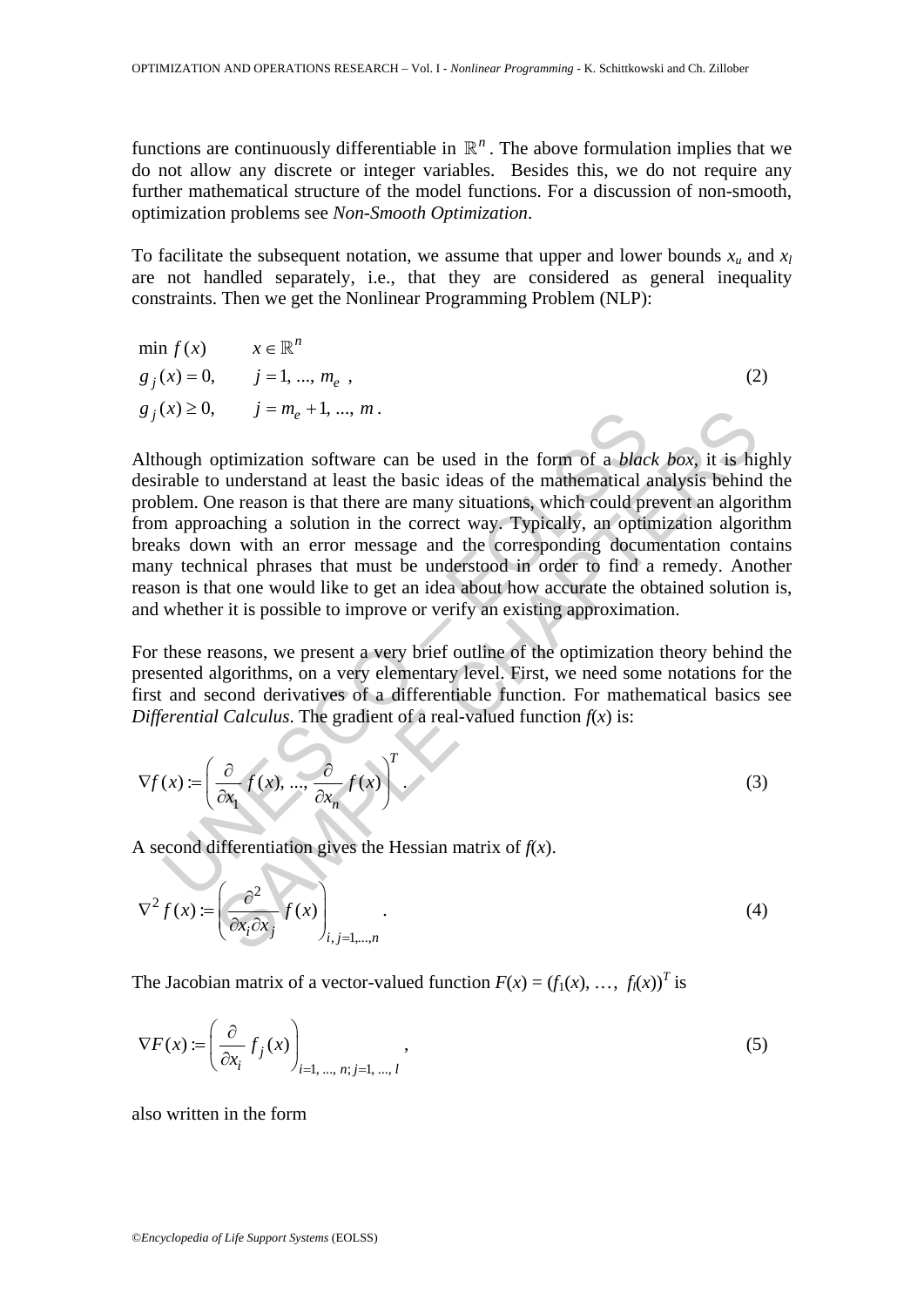functions are continuously differentiable in $\mathbb{R}^n$. The above formulation implies that we do not allow any discrete or integer variables. Besides this, we do not require any further mathematical structure of the model functions. For a discussion of non-smooth, optimization problems see *Non-Smooth Optimization*.

To facilitate the subsequent notation, we assume that upper and lower bounds $x_u$ and $x_l$ are not handled separately, i.e., that they are considered as general inequality constraints. Then we get the Nonlinear Programming Problem (NLP):

$$
\begin{aligned}
&\min f(x) \qquad x \in \mathbb{R}^n \\
&g_j(x) = 0, \qquad j = 1, \ldots, m_e \ , \\
&g_j(x) \geq 0, \qquad j = m_e + 1, \ldots, m \ .
\end{aligned}
\tag{2}
$$

Although optimization software can be used in the form of a *black box*, it is highly desirable to understand at least the basic ideas of the mathematical analysis behind the problem. One reason is that there are many situations, which could prevent an algorithm from approaching a solution in the correct way. Typically, an optimization algorithm breaks down with an error message and the corresponding documentation contains many technical phrases that must be understood in order to find a remedy. Another reason is that one would like to get an idea about how accurate the obtained solution is, and whether it is possible to improve or verify an existing approximation.

For these reasons, we present a very brief outline of the optimization theory behind the presented algorithms, on a very elementary level. First, we need some notations for the first and second derivatives of a differentiable function. For mathematical basics see *Differential Calculus*. The gradient of a real-valued function $f(x)$ is:

$$\nabla f(x) := \left( \frac{\partial}{\partial x_1} f(x), \ldots, \frac{\partial}{\partial x_n} f(x) \right)^T . \tag{3}$$

A second differentiation gives the Hessian matrix of $f(x)$.

$$\nabla^2 f(x) := \left( \frac{\partial^2}{\partial x_i \partial x_j} f(x) \right)_{i,j=1,\ldots,n} . \tag{4}$$

The Jacobian matrix of a vector-valued function $F(x) = (f_1(x), \ldots, f_l(x))^T$ is

$$\nabla F(x) := \left( \frac{\partial}{\partial x_i} f_j(x) \right)_{i=1,\ldots,n;\, j=1,\ldots,l} , \tag{5}$$

also written in the form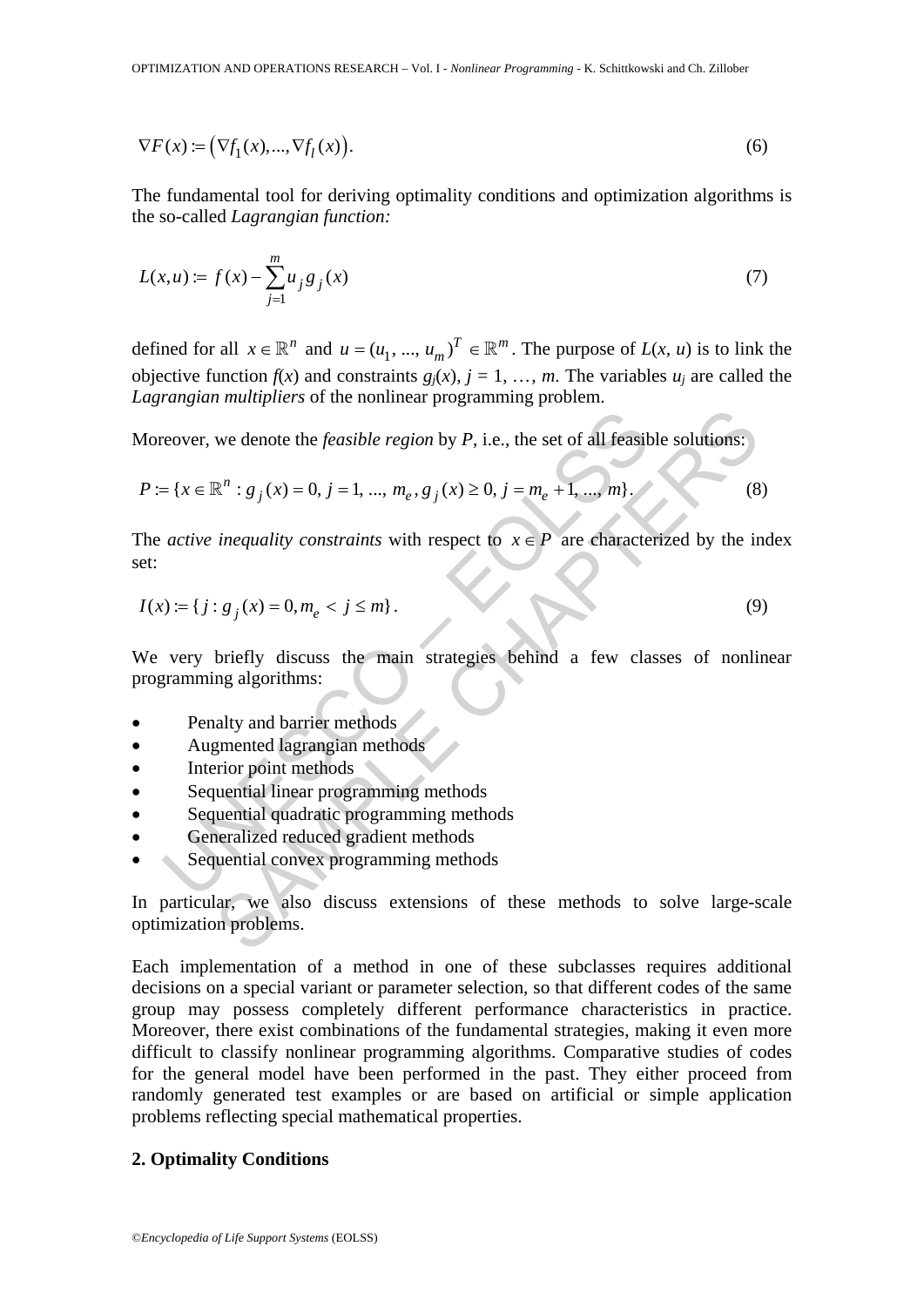$$\nabla F(x) := \left(\nabla f_1(x), ..., \nabla f_l(x)\right). \tag{6}$$

The fundamental tool for deriving optimality conditions and optimization algorithms is the so-called *Lagrangian function:*

$$L(x,u) := f(x) - \sum_{j=1}^{m} u_j g_j(x) \tag{7}$$

defined for all $x \in \mathbb{R}^n$ and $u = (u_1, ..., u_m)^T \in \mathbb{R}^m$. The purpose of $L(x, u)$ is to link the objective function $f(x)$ and constraints $g_j(x)$, $j = 1, \ldots, m$. The variables $u_j$ are called the *Lagrangian multipliers* of the nonlinear programming problem.

Moreover, we denote the *feasible region* by $P$, i.e., the set of all feasible solutions:

$$P := \{x \in \mathbb{R}^n : g_j(x) = 0,\ j = 1, ..., m_e,\ g_j(x) \geq 0,\ j = m_e + 1, ..., m\}. \tag{8}$$

The *active inequality constraints* with respect to $x \in P$ are characterized by the index set:

$$I(x) := \{j : g_j(x) = 0, m_e < j \leq m\}. \tag{9}$$

We very briefly discuss the main strategies behind a few classes of nonlinear programming algorithms:

- Penalty and barrier methods
- Augmented lagrangian methods
- Interior point methods
- Sequential linear programming methods
- Sequential quadratic programming methods
- Generalized reduced gradient methods
- Sequential convex programming methods

In particular, we also discuss extensions of these methods to solve large-scale optimization problems.

Each implementation of a method in one of these subclasses requires additional decisions on a special variant or parameter selection, so that different codes of the same group may possess completely different performance characteristics in practice. Moreover, there exist combinations of the fundamental strategies, making it even more difficult to classify nonlinear programming algorithms. Comparative studies of codes for the general model have been performed in the past. They either proceed from randomly generated test examples or are based on artificial or simple application problems reflecting special mathematical properties.

## 2. Optimality Conditions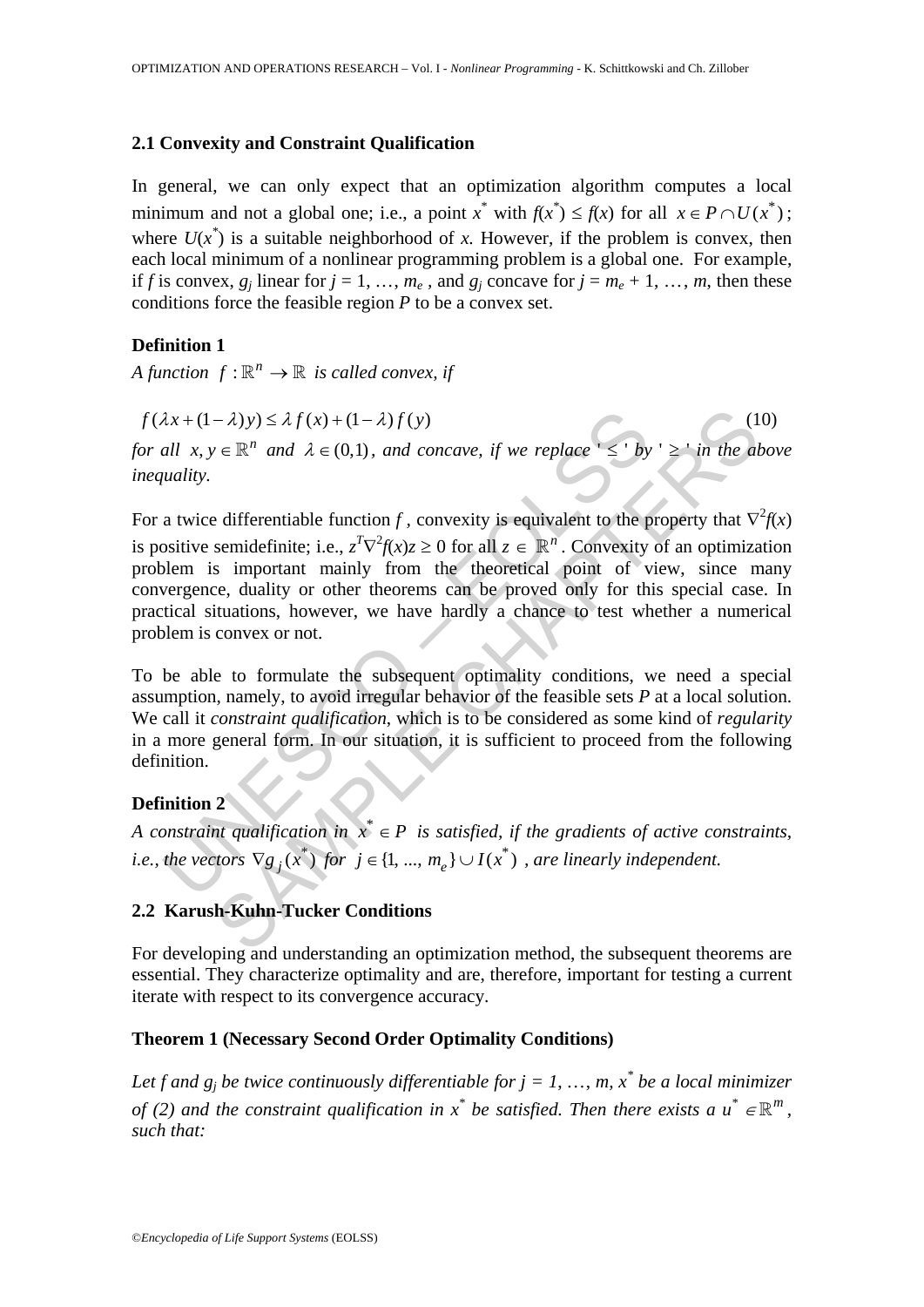### 2.1 Convexity and Constraint Qualification

In general, we can only expect that an optimization algorithm computes a local minimum and not a global one; i.e., a point $x^*$ with $f(x^*) \leq f(x)$ for all $x \in P \cap U(x^*)$; where $U(x^*)$ is a suitable neighborhood of $x$. However, if the problem is convex, then each local minimum of a nonlinear programming problem is a global one. For example, if $f$ is convex, $g_j$ linear for $j = 1, \ldots, m_e$, and $g_j$ concave for $j = m_e + 1, \ldots, m$, then these conditions force the feasible region $P$ to be a convex set.

**Definition 1**

*A function* $f : \mathbb{R}^n \to \mathbb{R}$ *is called convex, if*

$$f(\lambda x + (1-\lambda)y) \leq \lambda f(x) + (1-\lambda) f(y) \tag{10}$$

*for all* $x, y \in \mathbb{R}^n$ *and* $\lambda \in (0,1)$, *and concave, if we replace '* $\leq$ *' by '* $\geq$ *' in the above inequality.*

For a twice differentiable function $f$, convexity is equivalent to the property that $\nabla^2 f(x)$ is positive semidefinite; i.e., $z^T \nabla^2 f(x) z \geq 0$ for all $z \in \mathbb{R}^n$. Convexity of an optimization problem is important mainly from the theoretical point of view, since many convergence, duality or other theorems can be proved only for this special case. In practical situations, however, we have hardly a chance to test whether a numerical problem is convex or not.

To be able to formulate the subsequent optimality conditions, we need a special assumption, namely, to avoid irregular behavior of the feasible sets $P$ at a local solution. We call it *constraint qualification*, which is to be considered as some kind of *regularity* in a more general form. In our situation, it is sufficient to proceed from the following definition.

**Definition 2**

*A constraint qualification in* $x^* \in P$ *is satisfied, if the gradients of active constraints, i.e., the vectors* $\nabla g_j(x^*)$ *for* $j \in \{1, \ldots, m_e\} \cup I(x^*)$ *, are linearly independent.*

### 2.2 Karush-Kuhn-Tucker Conditions

For developing and understanding an optimization method, the subsequent theorems are essential. They characterize optimality and are, therefore, important for testing a current iterate with respect to its convergence accuracy.

**Theorem 1 (Necessary Second Order Optimality Conditions)**

*Let* $f$ *and* $g_j$ *be twice continuously differentiable for* $j = 1, \ldots, m$, $x^*$ *be a local minimizer of (2) and the constraint qualification in* $x^*$ *be satisfied. Then there exists a* $u^* \in \mathbb{R}^m$, *such that:*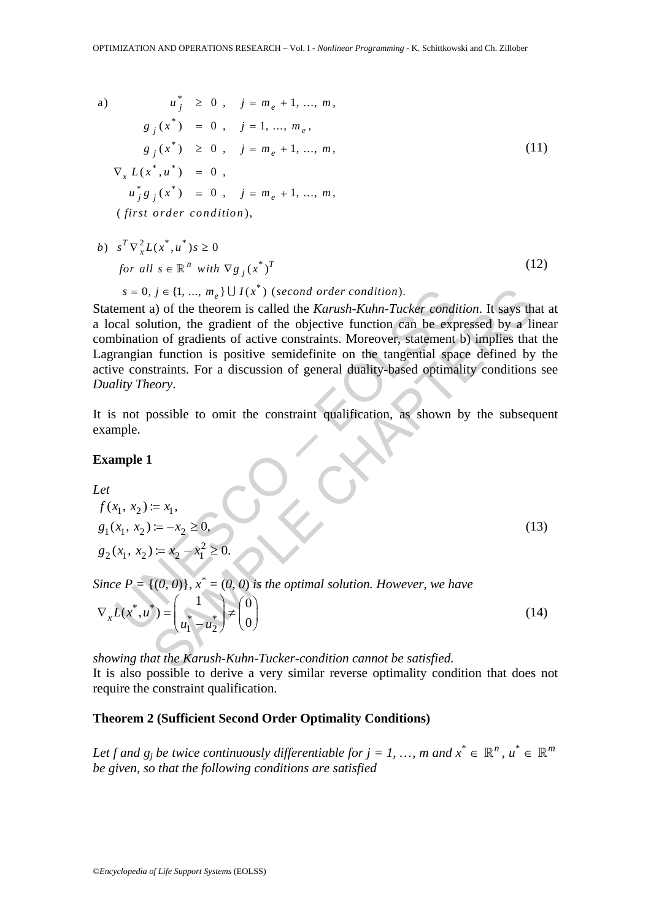$$
\begin{aligned}
\text{a)} \qquad & u_j^* \geq 0, \quad j = m_e+1, \ldots, m, \\
& g_j(x^*) = 0, \quad j = 1, \ldots, m_e, \\
& g_j(x^*) \geq 0, \quad j = m_e+1, \ldots, m, \\
& \nabla_x L(x^*, u^*) = 0, \\
& u_j^* g_j(x^*) = 0, \quad j = m_e+1, \ldots, m, \\
& (\textit{first order condition}),
\end{aligned}
\tag{11}
$$

$$
\begin{aligned}
b) \quad & s^T \nabla_x^2 L(x^*, u^*) s \geq 0 \\
& \textit{for all } s \in \mathbb{R}^n \textit{ with } \nabla g_j(x^*)^T \\
& s = 0,\ j \in \{1, \ldots, m_e\} \cup I(x^*) \ (\textit{second order condition}).
\end{aligned}
\tag{12}
$$

Statement a) of the theorem is called the *Karush-Kuhn-Tucker condition*. It says that at a local solution, the gradient of the objective function can be expressed by a linear combination of gradients of active constraints. Moreover, statement b) implies that the Lagrangian function is positive semidefinite on the tangential space defined by the active constraints. For a discussion of general duality-based optimality conditions see *Duality Theory*.

It is not possible to omit the constraint qualification, as shown by the subsequent example.

**Example 1**

*Let*

$$
\begin{aligned}
& f(x_1, x_2) := x_1, \\
& g_1(x_1, x_2) := -x_2 \geq 0, \\
& g_2(x_1, x_2) := x_2 - x_1^2 \geq 0.
\end{aligned}
\tag{13}
$$

*Since $P = \{(0, 0)\}$, $x^* = (0, 0)$ is the optimal solution. However, we have*

$$
\nabla_x L(x^*, u^*) = \begin{pmatrix} 1 \\ u_1^* - u_2^* \end{pmatrix} \neq \begin{pmatrix} 0 \\ 0 \end{pmatrix}
\tag{14}
$$

*showing that the Karush-Kuhn-Tucker-condition cannot be satisfied.*

It is also possible to derive a very similar reverse optimality condition that does not require the constraint qualification.

**Theorem 2 (Sufficient Second Order Optimality Conditions)**

*Let f and $g_j$ be twice continuously differentiable for $j = 1, \ldots, m$ and $x^* \in \mathbb{R}^n$, $u^* \in \mathbb{R}^m$ be given, so that the following conditions are satisfied*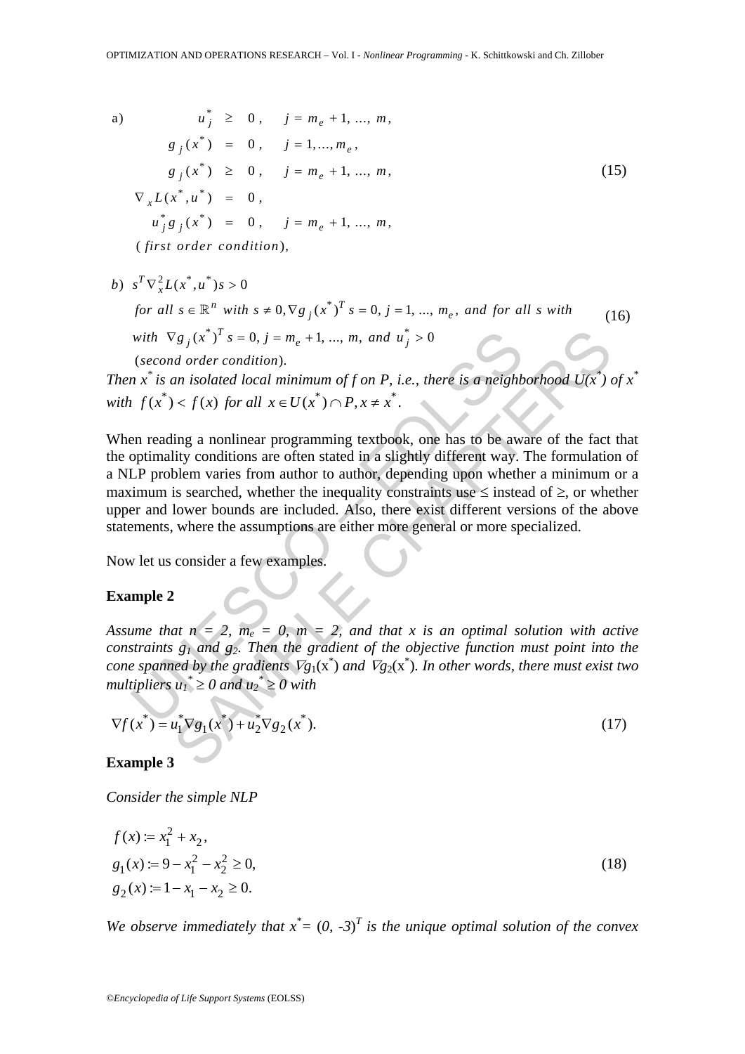$$
\begin{aligned}
\text{a)} \qquad\qquad u_j^* &\geq 0\,, \quad j = m_e + 1, \ldots, m, \\
g_j(x^*) &= 0\,, \quad j = 1, \ldots, m_e\,, \\
g_j(x^*) &\geq 0\,, \quad j = m_e + 1, \ldots, m, \\
\nabla_x L(x^*, u^*) &= 0\,, \\
u_j^* g_j(x^*) &= 0\,, \quad j = m_e + 1, \ldots, m, \\
&(\textit{first order condition}),
\end{aligned}
\tag{15}
$$

$$
\begin{aligned}
&b)\ \ s^T \nabla_x^2 L(x^*, u^*) s > 0 \\
&\quad \textit{for all } s \in \mathbb{R}^n \textit{ with } s \neq 0, \nabla g_j(x^*)^T s = 0,\ j = 1, \ldots, m_e, \textit{ and for all s with} \\
&\quad \textit{with } \nabla g_j(x^*)^T s = 0,\ j = m_e + 1, \ldots, m, \textit{ and } u_j^* > 0 \\
&\quad (\textit{second order condition}).
\end{aligned}
\tag{16}
$$

*Then $x^*$ is an isolated local minimum of f on P, i.e., there is a neighborhood $U(x^*)$ of $x^*$ with $f(x^*) < f(x)$ for all $x \in U(x^*) \cap P, x \neq x^*$.*

When reading a nonlinear programming textbook, one has to be aware of the fact that the optimality conditions are often stated in a slightly different way. The formulation of a NLP problem varies from author to author, depending upon whether a minimum or a maximum is searched, whether the inequality constraints use $\leq$ instead of $\geq$, or whether upper and lower bounds are included. Also, there exist different versions of the above statements, where the assumptions are either more general or more specialized.

Now let us consider a few examples.

**Example 2**

*Assume that $n = 2$, $m_e = 0$, $m = 2$, and that x is an optimal solution with active constraints $g_1$ and $g_2$. Then the gradient of the objective function must point into the cone spanned by the gradients $\nabla g_1(x^*)$ and $\nabla g_2(x^*)$. In other words, there must exist two multipliers $u_1^* \geq 0$ and $u_2^* \geq 0$ with*

$$
\nabla f(x^*) = u_1^* \nabla g_1(x^*) + u_2^* \nabla g_2(x^*). \tag{17}
$$

**Example 3**

*Consider the simple NLP*

$$
\begin{aligned}
f(x) &:= x_1^2 + x_2, \\
g_1(x) &:= 9 - x_1^2 - x_2^2 \geq 0, \\
g_2(x) &:= 1 - x_1 - x_2 \geq 0.
\end{aligned}
\tag{18}
$$

*We observe immediately that $x^* = (0, -3)^T$ is the unique optimal solution of the convex*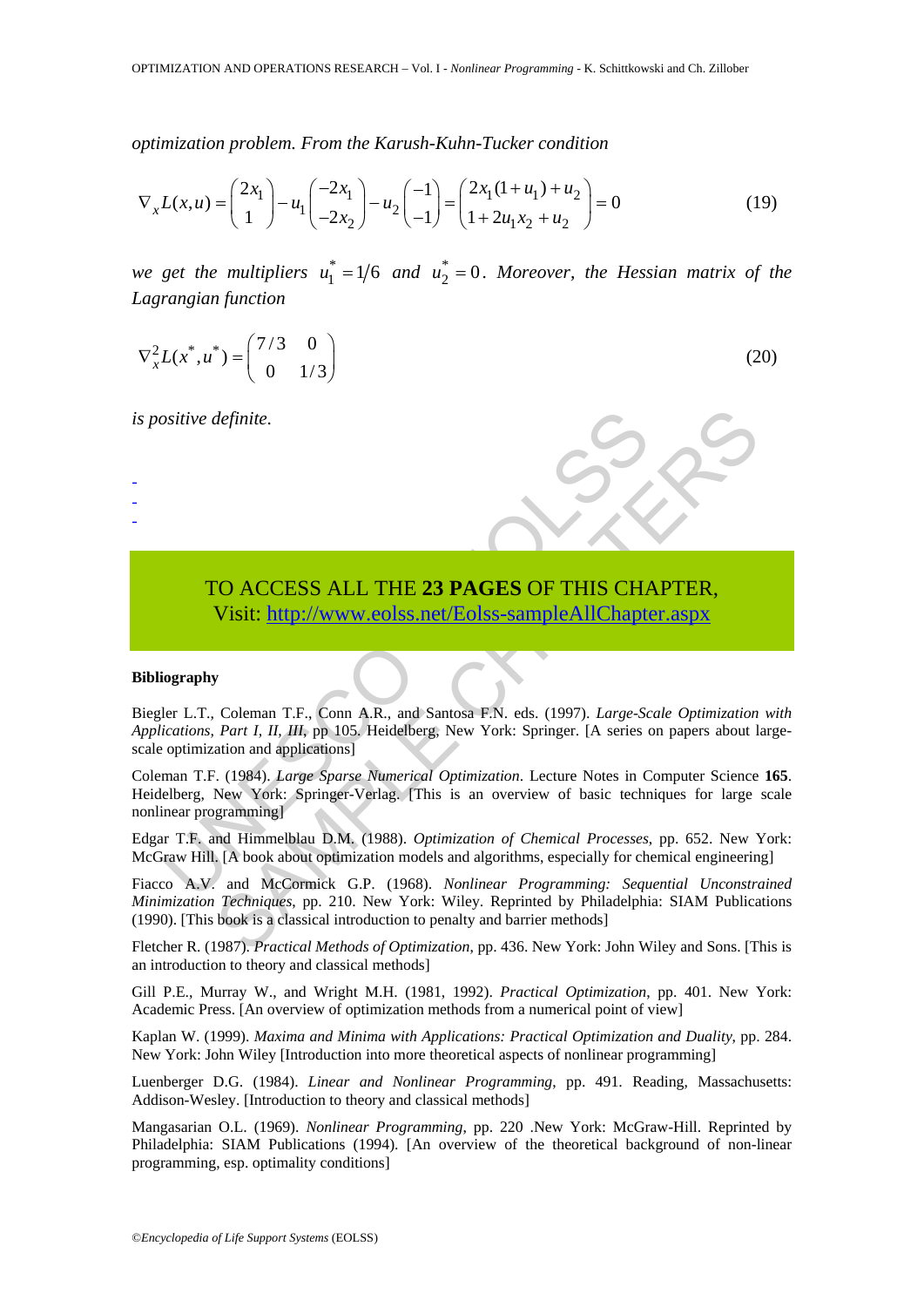*optimization problem. From the Karush-Kuhn-Tucker condition*

$$\nabla_x L(x,u) = \begin{pmatrix} 2x_1 \\ 1 \end{pmatrix} - u_1 \begin{pmatrix} -2x_1 \\ -2x_2 \end{pmatrix} - u_2 \begin{pmatrix} -1 \\ -1 \end{pmatrix} = \begin{pmatrix} 2x_1(1+u_1) + u_2 \\ 1 + 2u_1 x_2 + u_2 \end{pmatrix} = 0 \tag{19}$$

*we get the multipliers* $u_1^* = 1/6$ *and* $u_2^* = 0$. *Moreover, the Hessian matrix of the Lagrangian function*

$$\nabla_x^2 L(x^*, u^*) = \begin{pmatrix} 7/3 & 0 \\ 0 & 1/3 \end{pmatrix} \tag{20}$$

*is positive definite.*

-
-
-

TO ACCESS ALL THE **23 PAGES** OF THIS CHAPTER,
Visit: http://www.eolss.net/Eolss-sampleAllChapter.aspx

**Bibliography**

Biegler L.T., Coleman T.F., Conn A.R., and Santosa F.N. eds. (1997). *Large-Scale Optimization with Applications, Part I, II, III*, pp 105. Heidelberg, New York: Springer. [A series on papers about large-scale optimization and applications]

Coleman T.F. (1984). *Large Sparse Numerical Optimization*. Lecture Notes in Computer Science **165**. Heidelberg, New York: Springer-Verlag. [This is an overview of basic techniques for large scale nonlinear programming]

Edgar T.F. and Himmelblau D.M. (1988). *Optimization of Chemical Processes*, pp. 652. New York: McGraw Hill. [A book about optimization models and algorithms, especially for chemical engineering]

Fiacco A.V. and McCormick G.P. (1968). *Nonlinear Programming: Sequential Unconstrained Minimization Techniques*, pp. 210. New York: Wiley. Reprinted by Philadelphia: SIAM Publications (1990). [This book is a classical introduction to penalty and barrier methods]

Fletcher R. (1987). *Practical Methods of Optimization*, pp. 436. New York: John Wiley and Sons. [This is an introduction to theory and classical methods]

Gill P.E., Murray W., and Wright M.H. (1981, 1992). *Practical Optimization*, pp. 401. New York: Academic Press. [An overview of optimization methods from a numerical point of view]

Kaplan W. (1999). *Maxima and Minima with Applications: Practical Optimization and Duality*, pp. 284. New York: John Wiley [Introduction into more theoretical aspects of nonlinear programming]

Luenberger D.G. (1984). *Linear and Nonlinear Programming*, pp. 491. Reading, Massachusetts: Addison-Wesley. [Introduction to theory and classical methods]

Mangasarian O.L. (1969). *Nonlinear Programming*, pp. 220 .New York: McGraw-Hill. Reprinted by Philadelphia: SIAM Publications (1994). [An overview of the theoretical background of non-linear programming, esp. optimality conditions]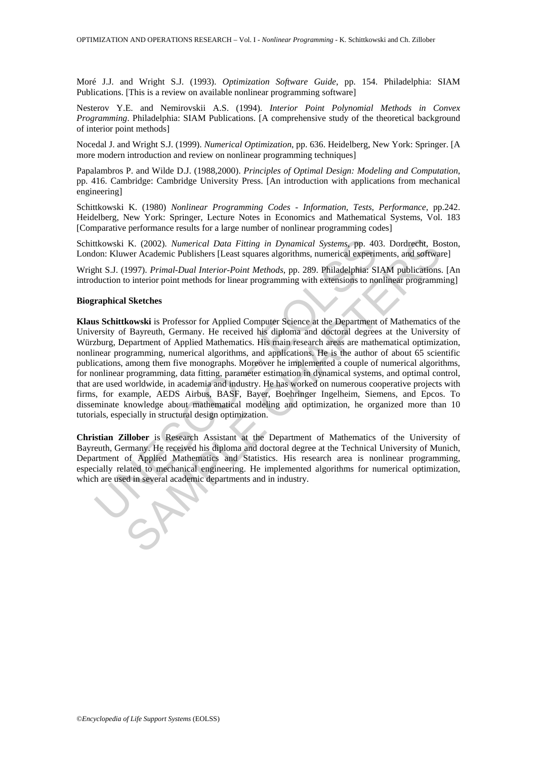Moré J.J. and Wright S.J. (1993). *Optimization Software Guide*, pp. 154. Philadelphia: SIAM Publications. [This is a review on available nonlinear programming software]

Nesterov Y.E. and Nemirovskii A.S. (1994). *Interior Point Polynomial Methods in Convex Programming*. Philadelphia: SIAM Publications. [A comprehensive study of the theoretical background of interior point methods]

Nocedal J. and Wright S.J. (1999). *Numerical Optimization*, pp. 636. Heidelberg, New York: Springer. [A more modern introduction and review on nonlinear programming techniques]

Papalambros P. and Wilde D.J. (1988,2000). *Principles of Optimal Design: Modeling and Computation*, pp. 416. Cambridge: Cambridge University Press. [An introduction with applications from mechanical engineering]

Schittkowski K. (1980) *Nonlinear Programming Codes - Information, Tests, Performance*, pp.242. Heidelberg, New York: Springer, Lecture Notes in Economics and Mathematical Systems, Vol. 183 [Comparative performance results for a large number of nonlinear programming codes]

Schittkowski K. (2002). *Numerical Data Fitting in Dynamical Systems*, pp. 403. Dordrecht, Boston, London: Kluwer Academic Publishers [Least squares algorithms, numerical experiments, and software]

Wright S.J. (1997). *Primal-Dual Interior-Point Methods*, pp. 289. Philadelphia: SIAM publications. [An introduction to interior point methods for linear programming with extensions to nonlinear programming]

**Biographical Sketches**

**Klaus Schittkowski** is Professor for Applied Computer Science at the Department of Mathematics of the University of Bayreuth, Germany. He received his diploma and doctoral degrees at the University of Würzburg, Department of Applied Mathematics. His main research areas are mathematical optimization, nonlinear programming, numerical algorithms, and applications. He is the author of about 65 scientific publications, among them five monographs. Moreover he implemented a couple of numerical algorithms, for nonlinear programming, data fitting, parameter estimation in dynamical systems, and optimal control, that are used worldwide, in academia and industry. He has worked on numerous cooperative projects with firms, for example, AEDS Airbus, BASF, Bayer, Boehringer Ingelheim, Siemens, and Epcos. To disseminate knowledge about mathematical modeling and optimization, he organized more than 10 tutorials, especially in structural design optimization.

**Christian Zillober** is Research Assistant at the Department of Mathematics of the University of Bayreuth, Germany. He received his diploma and doctoral degree at the Technical University of Munich, Department of Applied Mathematics and Statistics. His research area is nonlinear programming, especially related to mechanical engineering. He implemented algorithms for numerical optimization, which are used in several academic departments and in industry.